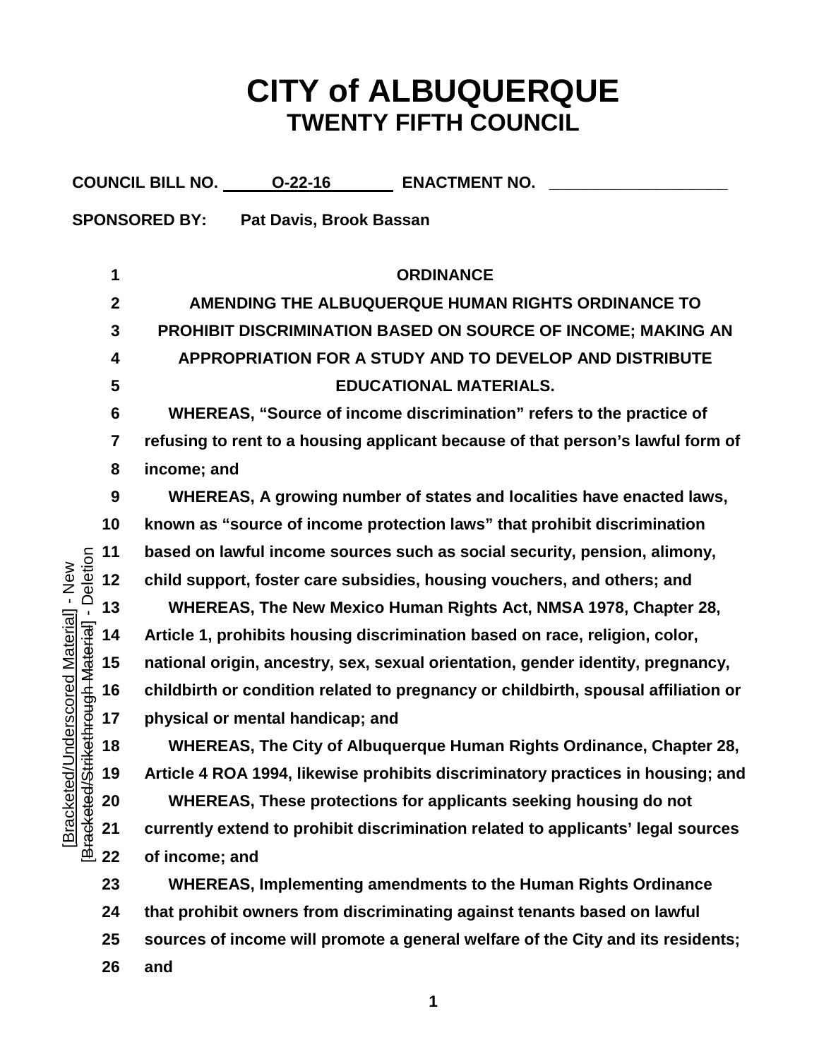# CITY of ALBUQUERQUE
## TWENTY FIFTH COUNCIL

**COUNCIL BILL NO.** O-22-16 **ENACTMENT NO.** ____________________

**SPONSORED BY:** Pat Davis, Brook Bassan

**ORDINANCE**

**AMENDING THE ALBUQUERQUE HUMAN RIGHTS ORDINANCE TO PROHIBIT DISCRIMINATION BASED ON SOURCE OF INCOME; MAKING AN APPROPRIATION FOR A STUDY AND TO DEVELOP AND DISTRIBUTE EDUCATIONAL MATERIALS.**

WHEREAS, "Source of income discrimination" refers to the practice of refusing to rent to a housing applicant because of that person's lawful form of income; and

WHEREAS, A growing number of states and localities have enacted laws, known as "source of income protection laws" that prohibit discrimination based on lawful income sources such as social security, pension, alimony, child support, foster care subsidies, housing vouchers, and others; and

WHEREAS, The New Mexico Human Rights Act, NMSA 1978, Chapter 28, Article 1, prohibits housing discrimination based on race, religion, color, national origin, ancestry, sex, sexual orientation, gender identity, pregnancy, childbirth or condition related to pregnancy or childbirth, spousal affiliation or physical or mental handicap; and

WHEREAS, The City of Albuquerque Human Rights Ordinance, Chapter 28, Article 4 ROA 1994, likewise prohibits discriminatory practices in housing; and

WHEREAS, These protections for applicants seeking housing do not currently extend to prohibit discrimination related to applicants' legal sources of income; and

WHEREAS, Implementing amendments to the Human Rights Ordinance that prohibit owners from discriminating against tenants based on lawful sources of income will promote a general welfare of the City and its residents; and

[Bracketed/Underscored Material] - New
[Bracketed/Strikethrough Material] - Deletion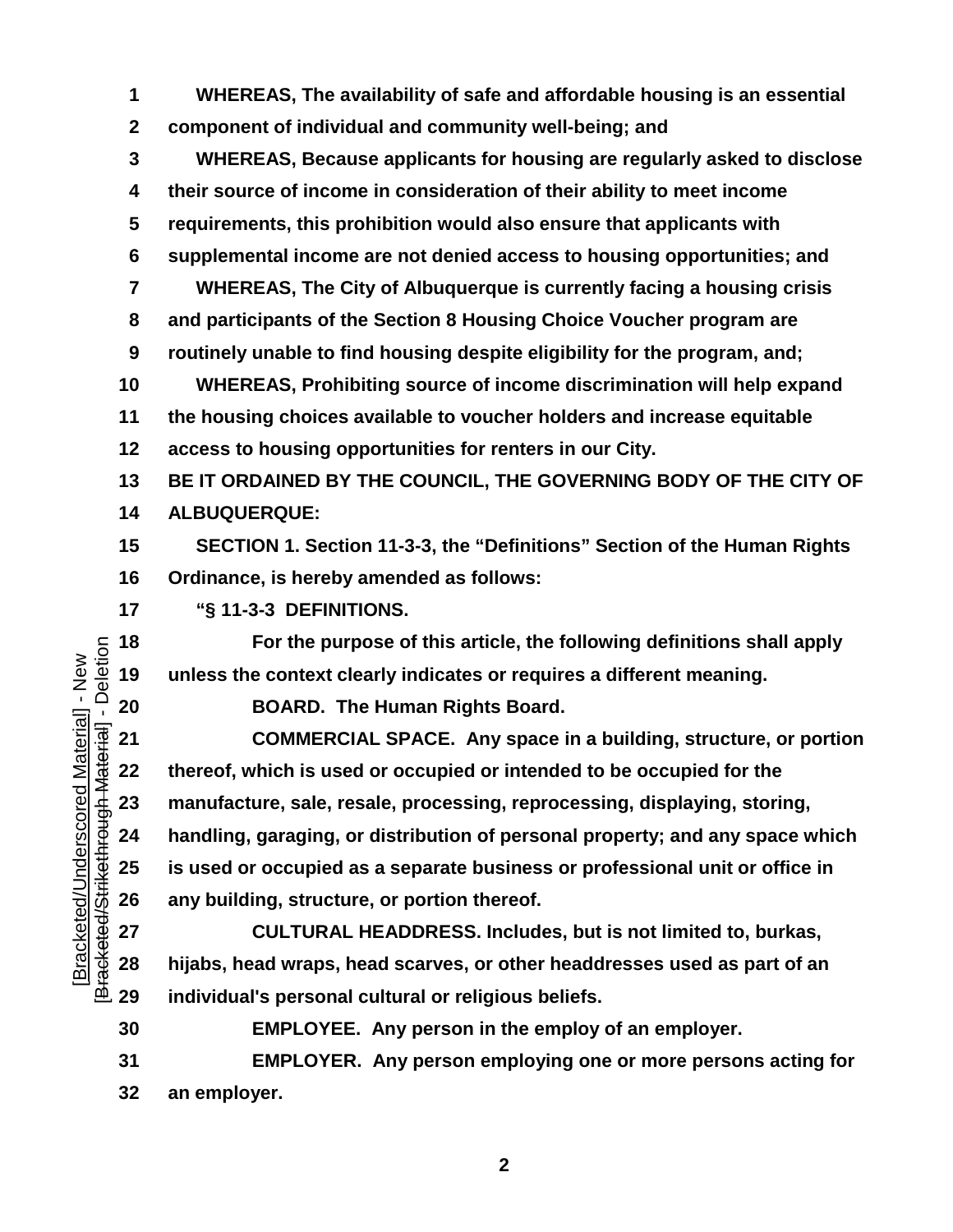**WHEREAS, The availability of safe and affordable housing is an essential component of individual and community well-being; and**

**WHEREAS, Because applicants for housing are regularly asked to disclose their source of income in consideration of their ability to meet income requirements, this prohibition would also ensure that applicants with supplemental income are not denied access to housing opportunities; and**

**WHEREAS, The City of Albuquerque is currently facing a housing crisis and participants of the Section 8 Housing Choice Voucher program are routinely unable to find housing despite eligibility for the program, and;**

**WHEREAS, Prohibiting source of income discrimination will help expand the housing choices available to voucher holders and increase equitable access to housing opportunities for renters in our City.**

**BE IT ORDAINED BY THE COUNCIL, THE GOVERNING BODY OF THE CITY OF ALBUQUERQUE:**

**SECTION 1. Section 11-3-3, the "Definitions" Section of the Human Rights Ordinance, is hereby amended as follows:**

**"§ 11-3-3 DEFINITIONS.**

**For the purpose of this article, the following definitions shall apply unless the context clearly indicates or requires a different meaning.**

**BOARD. The Human Rights Board.**

**COMMERCIAL SPACE. Any space in a building, structure, or portion thereof, which is used or occupied or intended to be occupied for the manufacture, sale, resale, processing, reprocessing, displaying, storing, handling, garaging, or distribution of personal property; and any space which is used or occupied as a separate business or professional unit or office in any building, structure, or portion thereof.**

**CULTURAL HEADDRESS. Includes, but is not limited to, burkas, hijabs, head wraps, head scarves, or other headdresses used as part of an individual's personal cultural or religious beliefs.**

**EMPLOYEE. Any person in the employ of an employer.**

**EMPLOYER. Any person employing one or more persons acting for an employer.**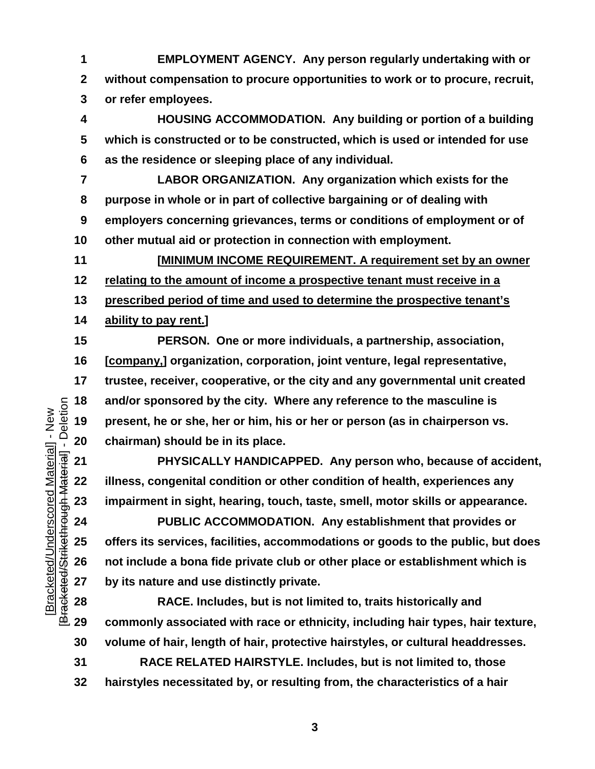**EMPLOYMENT AGENCY. Any person regularly undertaking with or without compensation to procure opportunities to work or to procure, recruit, or refer employees.**

**HOUSING ACCOMMODATION. Any building or portion of a building which is constructed or to be constructed, which is used or intended for use as the residence or sleeping place of any individual.**

**LABOR ORGANIZATION. Any organization which exists for the purpose in whole or in part of collective bargaining or of dealing with employers concerning grievances, terms or conditions of employment or of other mutual aid or protection in connection with employment.**

**[<u>MINIMUM INCOME REQUIREMENT. A requirement set by an owner relating to the amount of income a prospective tenant must receive in a prescribed period of time and used to determine the prospective tenant's ability to pay rent.</u>]**

**PERSON. One or more individuals, a partnership, association, [<u>company,</u>] organization, corporation, joint venture, legal representative, trustee, receiver, cooperative, or the city and any governmental unit created and/or sponsored by the city. Where any reference to the masculine is present, he or she, her or him, his or her or person (as in chairperson vs. chairman) should be in its place.**

**PHYSICALLY HANDICAPPED. Any person who, because of accident, illness, congenital condition or other condition of health, experiences any impairment in sight, hearing, touch, taste, smell, motor skills or appearance.**

**PUBLIC ACCOMMODATION. Any establishment that provides or offers its services, facilities, accommodations or goods to the public, but does not include a bona fide private club or other place or establishment which is by its nature and use distinctly private.**

**RACE. Includes, but is not limited to, traits historically and commonly associated with race or ethnicity, including hair types, hair texture, volume of hair, length of hair, protective hairstyles, or cultural headdresses.**

**RACE RELATED HAIRSTYLE. Includes, but is not limited to, those hairstyles necessitated by, or resulting from, the characteristics of a hair**

[Bracketed/Underscored Material] - New
[Bracketed/Strikethrough Material] - Deletion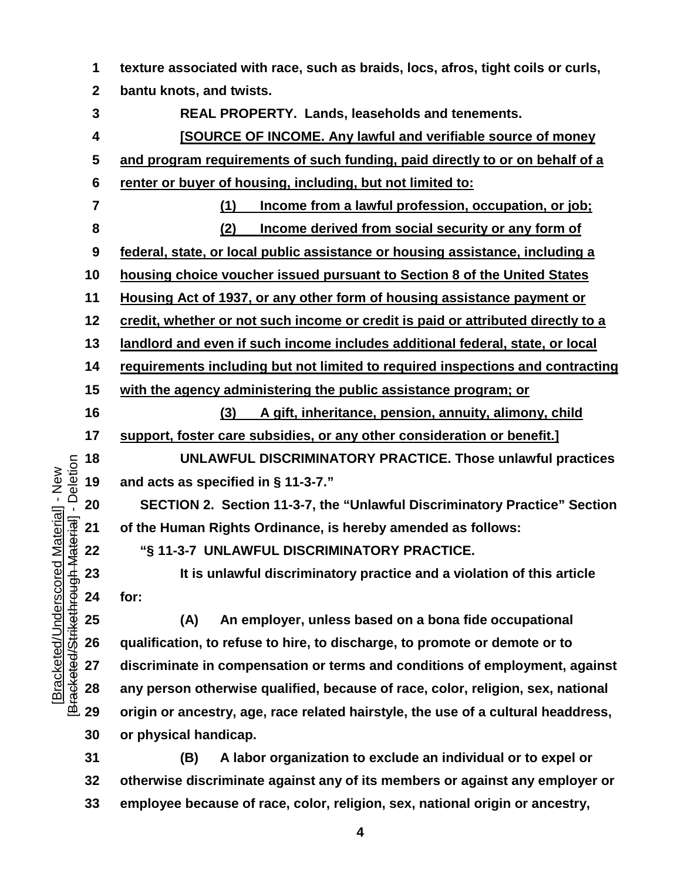texture associated with race, such as braids, locs, afros, tight coils or curls, bantu knots, and twists.

REAL PROPERTY. Lands, leaseholds and tenements.

<u>[SOURCE OF INCOME. Any lawful and verifiable source of money and program requirements of such funding, paid directly to or on behalf of a renter or buyer of housing, including, but not limited to:</u>

<u>(1) Income from a lawful profession, occupation, or job;</u>

<u>(2) Income derived from social security or any form of federal, state, or local public assistance or housing assistance, including a housing choice voucher issued pursuant to Section 8 of the United States Housing Act of 1937, or any other form of housing assistance payment or credit, whether or not such income or credit is paid or attributed directly to a landlord and even if such income includes additional federal, state, or local requirements including but not limited to required inspections and contracting with the agency administering the public assistance program; or</u>

<u>(3) A gift, inheritance, pension, annuity, alimony, child support, foster care subsidies, or any other consideration or benefit.]</u>

UNLAWFUL DISCRIMINATORY PRACTICE. Those unlawful practices and acts as specified in § 11-3-7."

SECTION 2. Section 11-3-7, the "Unlawful Discriminatory Practice" Section of the Human Rights Ordinance, is hereby amended as follows:

"§ 11-3-7 UNLAWFUL DISCRIMINATORY PRACTICE.

It is unlawful discriminatory practice and a violation of this article for:

(A) An employer, unless based on a bona fide occupational qualification, to refuse to hire, to discharge, to promote or demote or to discriminate in compensation or terms and conditions of employment, against any person otherwise qualified, because of race, color, religion, sex, national origin or ancestry, age, race related hairstyle, the use of a cultural headdress, or physical handicap.

(B) A labor organization to exclude an individual or to expel or otherwise discriminate against any of its members or against any employer or employee because of race, color, religion, sex, national origin or ancestry,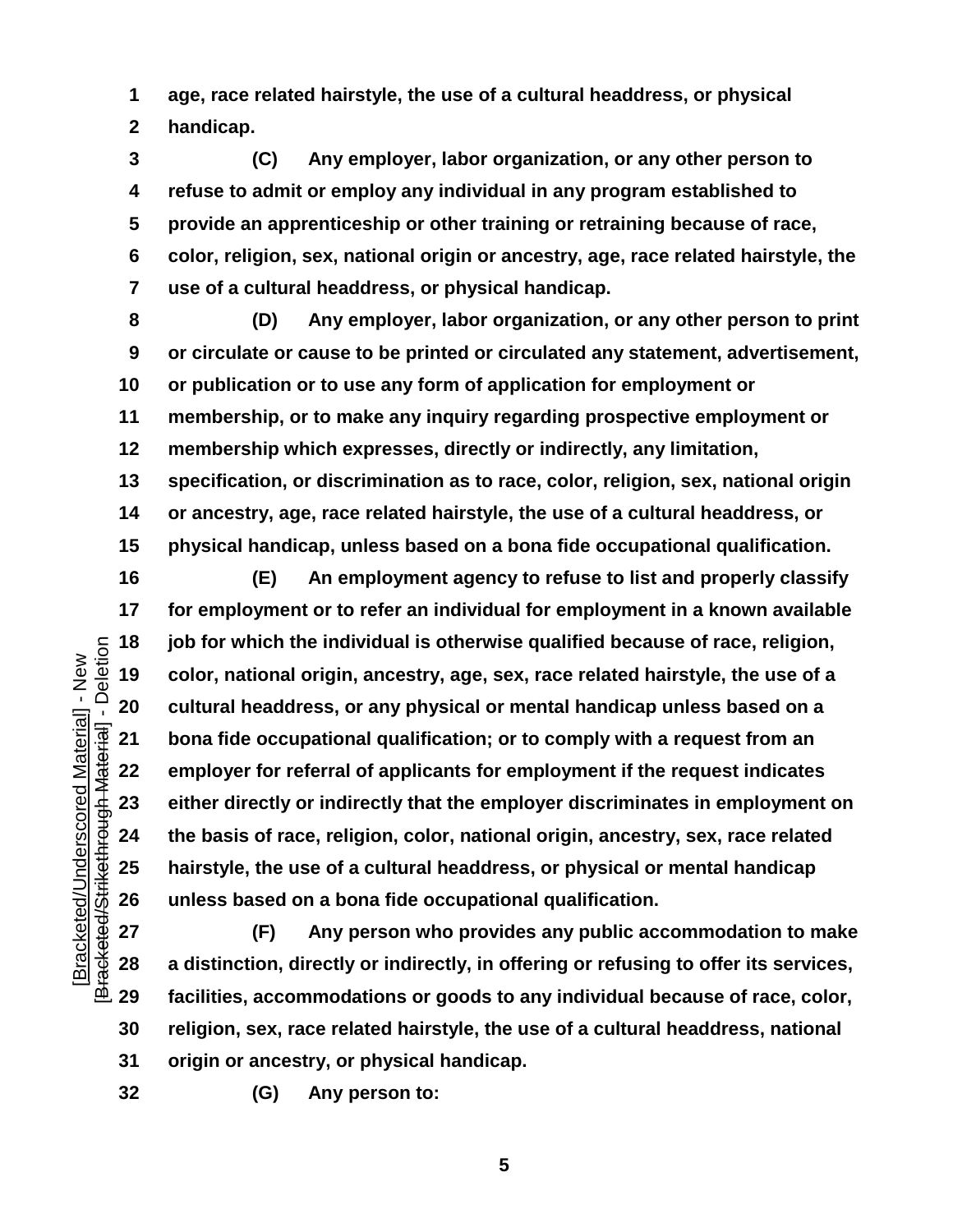age, race related hairstyle, the use of a cultural headdress, or physical handicap.

**(C)** Any employer, labor organization, or any other person to refuse to admit or employ any individual in any program established to provide an apprenticeship or other training or retraining because of race, color, religion, sex, national origin or ancestry, age, race related hairstyle, the use of a cultural headdress, or physical handicap.

**(D)** Any employer, labor organization, or any other person to print or circulate or cause to be printed or circulated any statement, advertisement, or publication or to use any form of application for employment or membership, or to make any inquiry regarding prospective employment or membership which expresses, directly or indirectly, any limitation, specification, or discrimination as to race, color, religion, sex, national origin or ancestry, age, race related hairstyle, the use of a cultural headdress, or physical handicap, unless based on a bona fide occupational qualification.

**(E)** An employment agency to refuse to list and properly classify for employment or to refer an individual for employment in a known available job for which the individual is otherwise qualified because of race, religion, color, national origin, ancestry, age, sex, race related hairstyle, the use of a cultural headdress, or any physical or mental handicap unless based on a bona fide occupational qualification; or to comply with a request from an employer for referral of applicants for employment if the request indicates either directly or indirectly that the employer discriminates in employment on the basis of race, religion, color, national origin, ancestry, sex, race related hairstyle, the use of a cultural headdress, or physical or mental handicap unless based on a bona fide occupational qualification.

**(F)** Any person who provides any public accommodation to make a distinction, directly or indirectly, in offering or refusing to offer its services, facilities, accommodations or goods to any individual because of race, color, religion, sex, race related hairstyle, the use of a cultural headdress, national origin or ancestry, or physical handicap.

**(G)** Any person to: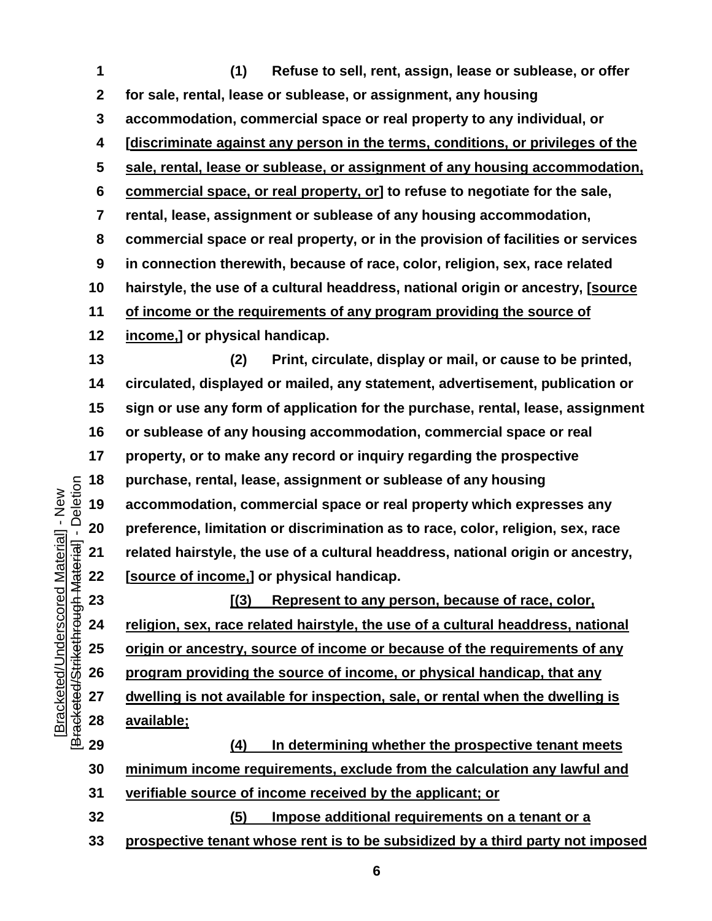(1) Refuse to sell, rent, assign, lease or sublease, or offer for sale, rental, lease or sublease, or assignment, any housing accommodation, commercial space or real property to any individual, or [discriminate against any person in the terms, conditions, or privileges of the sale, rental, lease or sublease, or assignment of any housing accommodation, commercial space, or real property, or] to refuse to negotiate for the sale, rental, lease, assignment or sublease of any housing accommodation, commercial space or real property, or in the provision of facilities or services in connection therewith, because of race, color, religion, sex, race related hairstyle, the use of a cultural headdress, national origin or ancestry, [source of income or the requirements of any program providing the source of income,] or physical handicap.

(2) Print, circulate, display or mail, or cause to be printed, circulated, displayed or mailed, any statement, advertisement, publication or sign or use any form of application for the purchase, rental, lease, assignment or sublease of any housing accommodation, commercial space or real property, or to make any record or inquiry regarding the prospective purchase, rental, lease, assignment or sublease of any housing accommodation, commercial space or real property which expresses any preference, limitation or discrimination as to race, color, religion, sex, race related hairstyle, the use of a cultural headdress, national origin or ancestry, [source of income,] or physical handicap.

[(3) Represent to any person, because of race, color, religion, sex, race related hairstyle, the use of a cultural headdress, national origin or ancestry, source of income or because of the requirements of any program providing the source of income, or physical handicap, that any dwelling is not available for inspection, sale, or rental when the dwelling is available;

(4) In determining whether the prospective tenant meets minimum income requirements, exclude from the calculation any lawful and verifiable source of income received by the applicant; or

(5) Impose additional requirements on a tenant or a prospective tenant whose rent is to be subsidized by a third party not imposed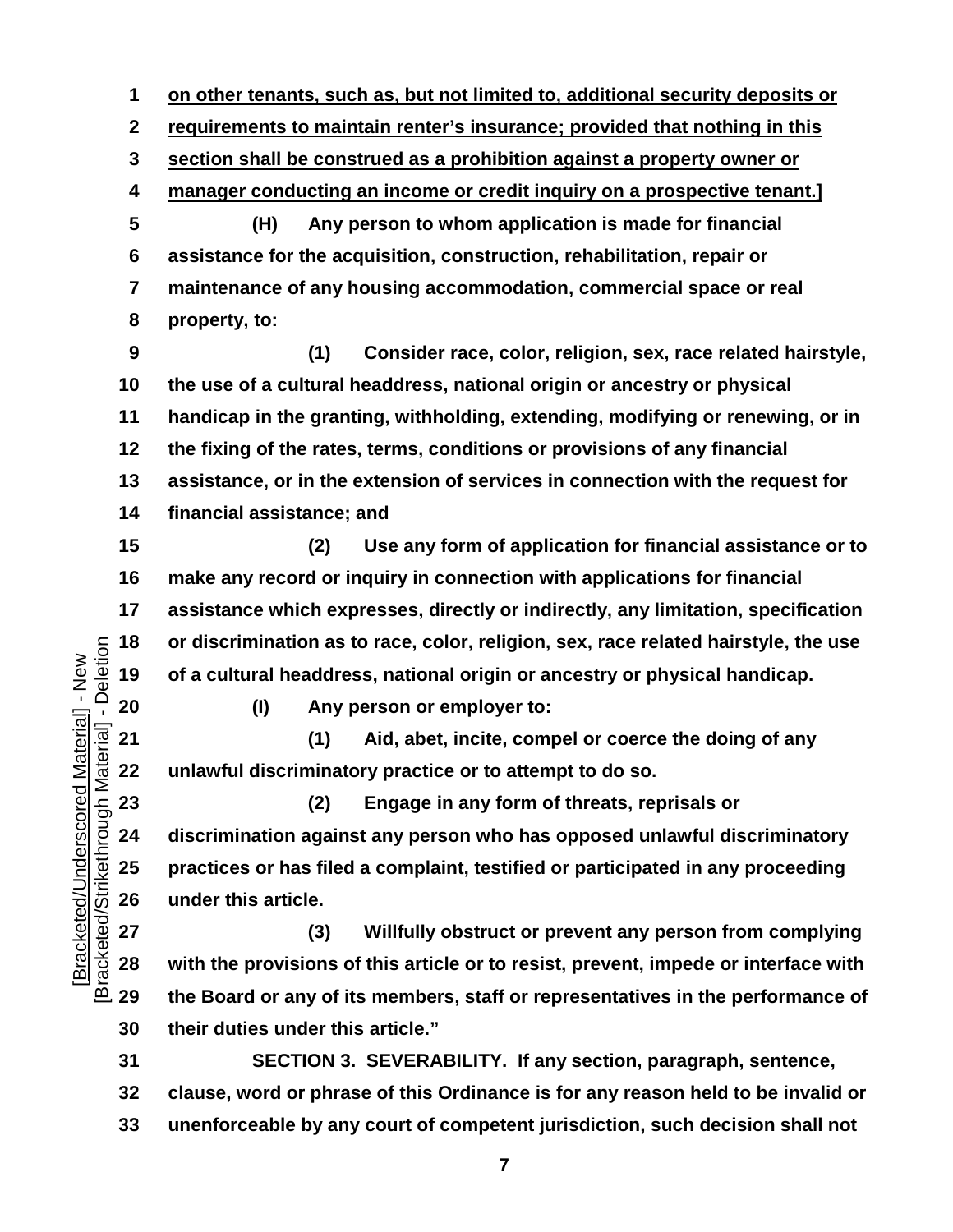<u>on other tenants, such as, but not limited to, additional security deposits or requirements to maintain renter's insurance; provided that nothing in this section shall be construed as a prohibition against a property owner or manager conducting an income or credit inquiry on a prospective tenant.]</u>

**(H) Any person to whom application is made for financial assistance for the acquisition, construction, rehabilitation, repair or maintenance of any housing accommodation, commercial space or real property, to:**

**(1) Consider race, color, religion, sex, race related hairstyle, the use of a cultural headdress, national origin or ancestry or physical handicap in the granting, withholding, extending, modifying or renewing, or in the fixing of the rates, terms, conditions or provisions of any financial assistance, or in the extension of services in connection with the request for financial assistance; and**

**(2) Use any form of application for financial assistance or to make any record or inquiry in connection with applications for financial assistance which expresses, directly or indirectly, any limitation, specification or discrimination as to race, color, religion, sex, race related hairstyle, the use of a cultural headdress, national origin or ancestry or physical handicap.**

**(I) Any person or employer to:**

**(1) Aid, abet, incite, compel or coerce the doing of any unlawful discriminatory practice or to attempt to do so.**

**(2) Engage in any form of threats, reprisals or discrimination against any person who has opposed unlawful discriminatory practices or has filed a complaint, testified or participated in any proceeding under this article.**

**(3) Willfully obstruct or prevent any person from complying with the provisions of this article or to resist, prevent, impede or interface with the Board or any of its members, staff or representatives in the performance of their duties under this article."**

**SECTION 3. SEVERABILITY. If any section, paragraph, sentence, clause, word or phrase of this Ordinance is for any reason held to be invalid or unenforceable by any court of competent jurisdiction, such decision shall not**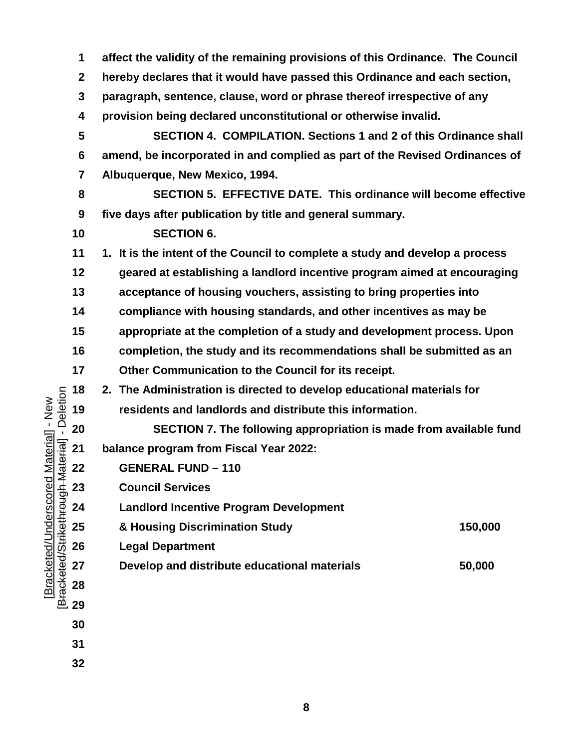**affect the validity of the remaining provisions of this Ordinance. The Council hereby declares that it would have passed this Ordinance and each section, paragraph, sentence, clause, word or phrase thereof irrespective of any provision being declared unconstitutional or otherwise invalid.**

**SECTION 4. COMPILATION. Sections 1 and 2 of this Ordinance shall amend, be incorporated in and complied as part of the Revised Ordinances of Albuquerque, New Mexico, 1994.**

**SECTION 5. EFFECTIVE DATE. This ordinance will become effective five days after publication by title and general summary.**

**SECTION 6.**

1. **It is the intent of the Council to complete a study and develop a process geared at establishing a landlord incentive program aimed at encouraging acceptance of housing vouchers, assisting to bring properties into compliance with housing standards, and other incentives as may be appropriate at the completion of a study and development process. Upon completion, the study and its recommendations shall be submitted as an Other Communication to the Council for its receipt.**
2. **The Administration is directed to develop educational materials for residents and landlords and distribute this information.**

**SECTION 7. The following appropriation is made from available fund balance program from Fiscal Year 2022:**

| | |
|---|---|
| **GENERAL FUND – 110** | |
| **Council Services** | |
| **Landlord Incentive Program Development** | |
| **& Housing Discrimination Study** | **150,000** |
| **Legal Department** | |
| **Develop and distribute educational materials** | **50,000** |

[Bracketed/Underscored Material] - New
[Bracketed/Strikethrough Material] - Deletion